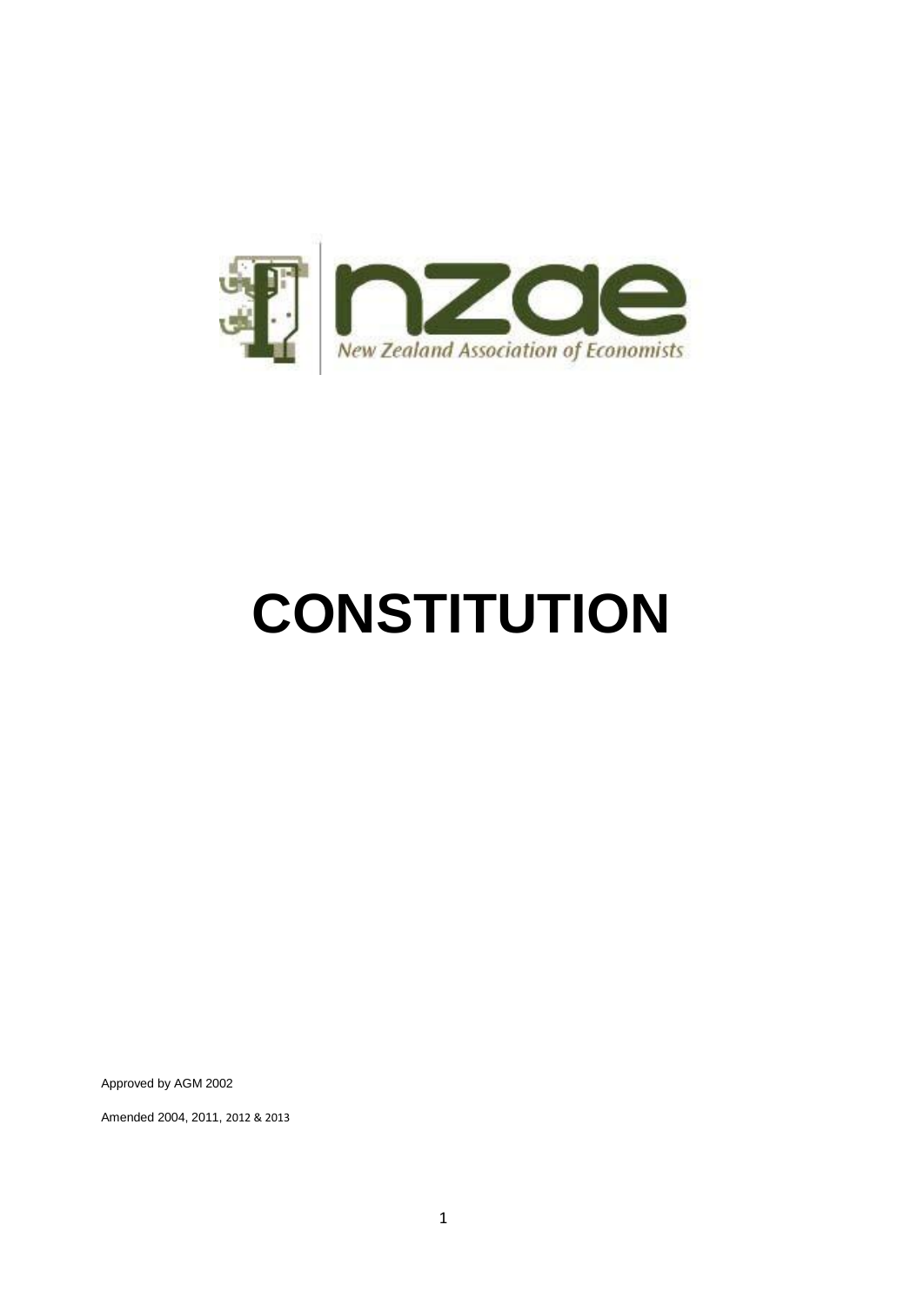nzae

New Zealand Association of Economists

# CONSTITUTION

Approved by AGM 2002

Amended 2004, 2011, 2012 & 2013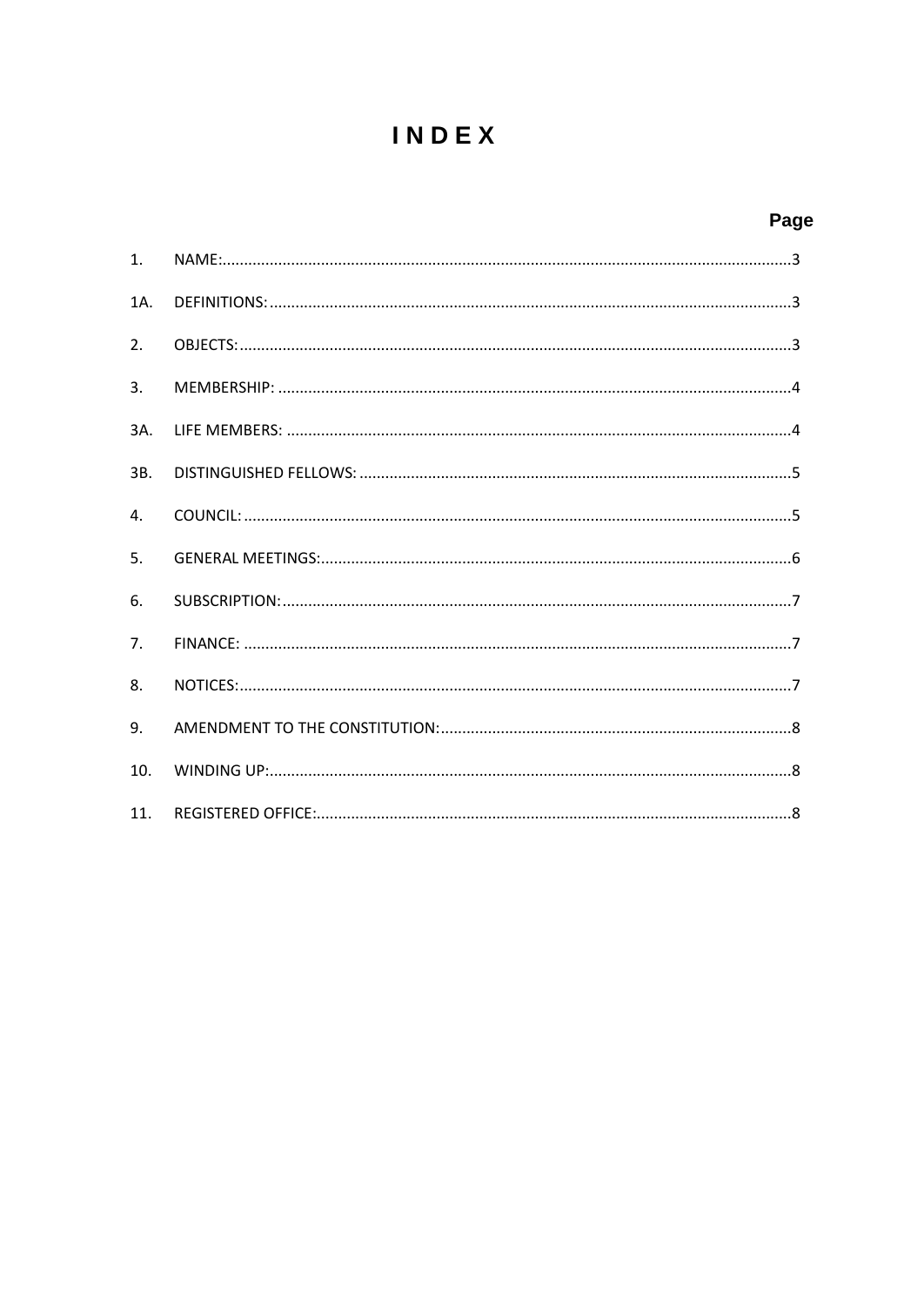# I N D E X

| | | Page |
|---|---|---|
| 1. | NAME: | 3 |
| 1A. | DEFINITIONS: | 3 |
| 2. | OBJECTS: | 3 |
| 3. | MEMBERSHIP: | 4 |
| 3A. | LIFE MEMBERS: | 4 |
| 3B. | DISTINGUISHED FELLOWS: | 5 |
| 4. | COUNCIL: | 5 |
| 5. | GENERAL MEETINGS: | 6 |
| 6. | SUBSCRIPTION: | 7 |
| 7. | FINANCE: | 7 |
| 8. | NOTICES: | 7 |
| 9. | AMENDMENT TO THE CONSTITUTION: | 8 |
| 10. | WINDING UP: | 8 |
| 11. | REGISTERED OFFICE: | 8 |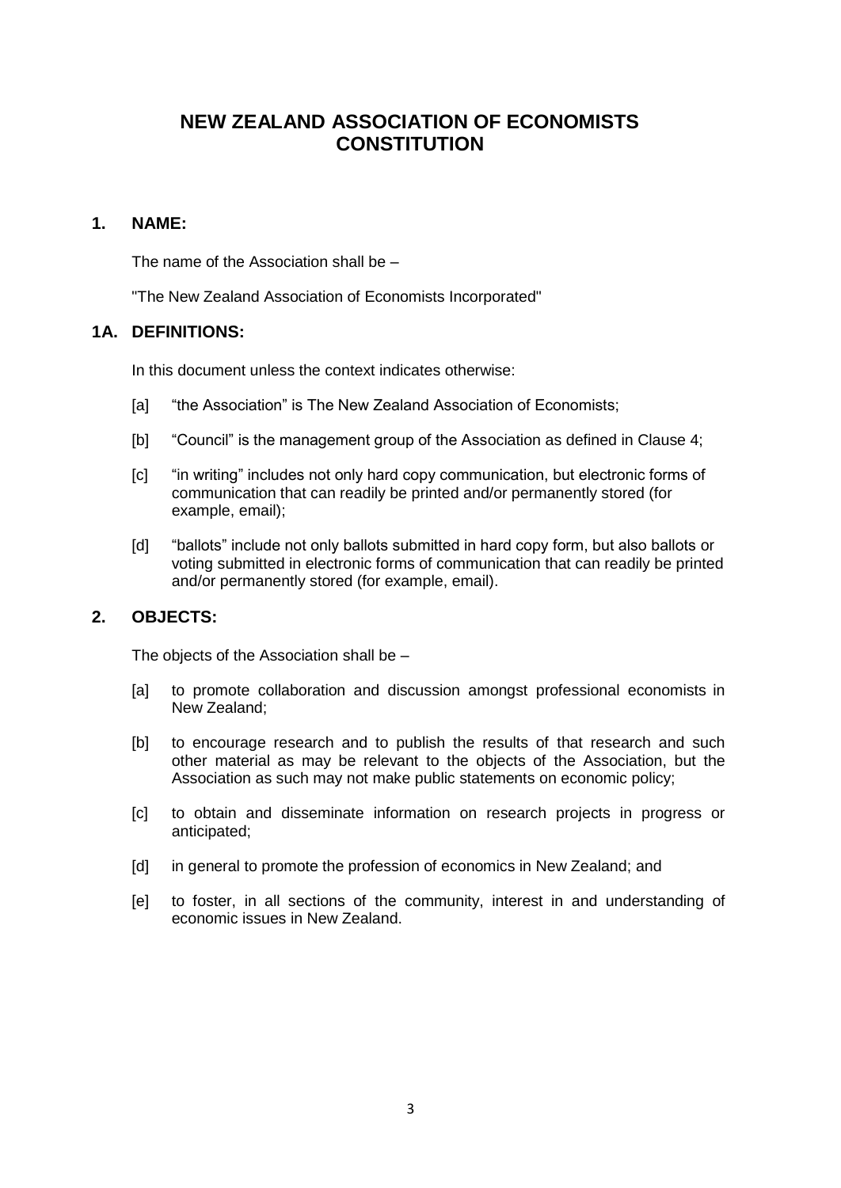# NEW ZEALAND ASSOCIATION OF ECONOMISTS CONSTITUTION

## 1. NAME:

The name of the Association shall be –

"The New Zealand Association of Economists Incorporated"

## 1A. DEFINITIONS:

In this document unless the context indicates otherwise:

[a] "the Association" is The New Zealand Association of Economists;

[b] "Council" is the management group of the Association as defined in Clause 4;

[c] "in writing" includes not only hard copy communication, but electronic forms of communication that can readily be printed and/or permanently stored (for example, email);

[d] "ballots" include not only ballots submitted in hard copy form, but also ballots or voting submitted in electronic forms of communication that can readily be printed and/or permanently stored (for example, email).

## 2. OBJECTS:

The objects of the Association shall be –

[a] to promote collaboration and discussion amongst professional economists in New Zealand;

[b] to encourage research and to publish the results of that research and such other material as may be relevant to the objects of the Association, but the Association as such may not make public statements on economic policy;

[c] to obtain and disseminate information on research projects in progress or anticipated;

[d] in general to promote the profession of economics in New Zealand; and

[e] to foster, in all sections of the community, interest in and understanding of economic issues in New Zealand.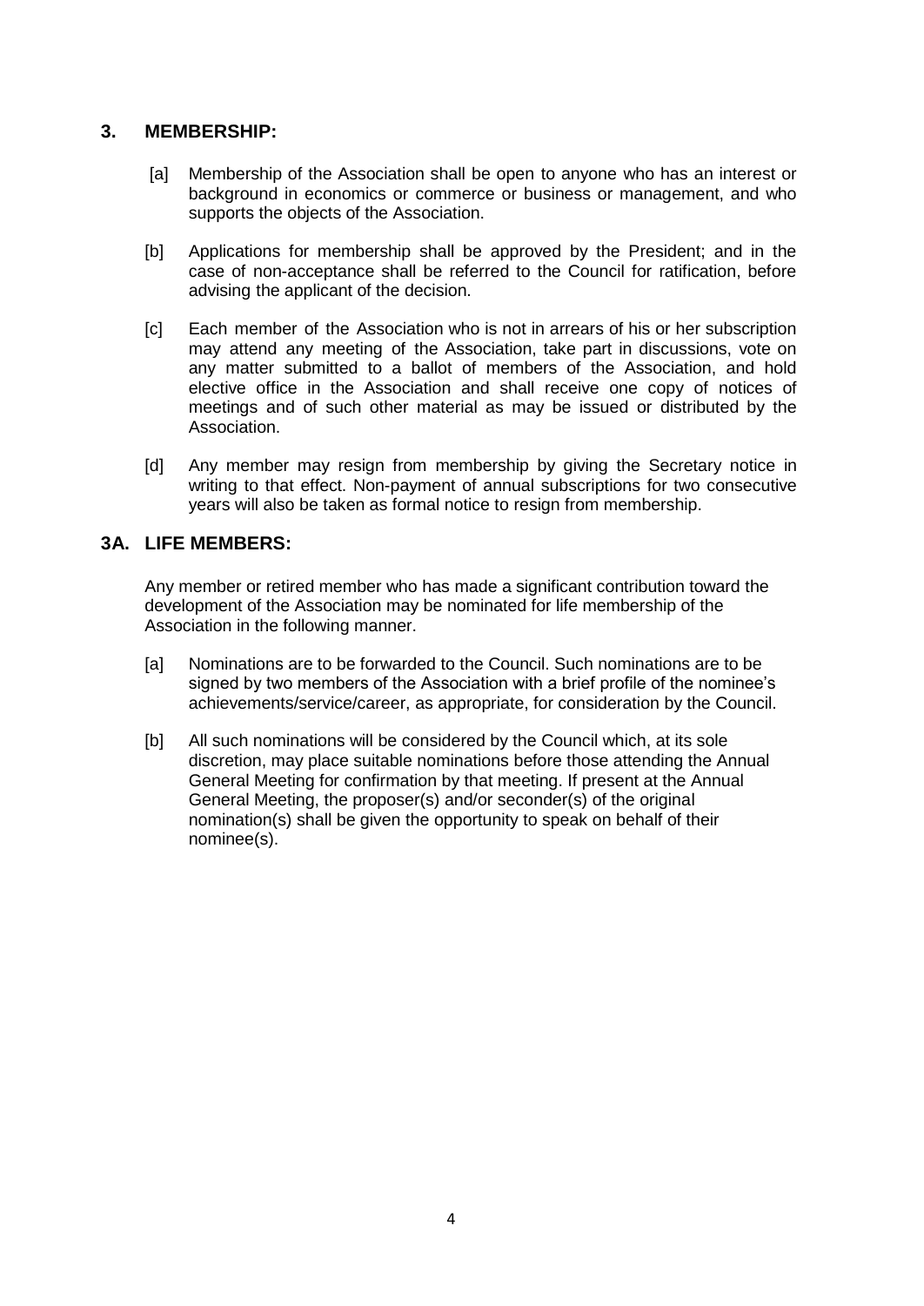## 3. MEMBERSHIP:

[a] Membership of the Association shall be open to anyone who has an interest or background in economics or commerce or business or management, and who supports the objects of the Association.

[b] Applications for membership shall be approved by the President; and in the case of non-acceptance shall be referred to the Council for ratification, before advising the applicant of the decision.

[c] Each member of the Association who is not in arrears of his or her subscription may attend any meeting of the Association, take part in discussions, vote on any matter submitted to a ballot of members of the Association, and hold elective office in the Association and shall receive one copy of notices of meetings and of such other material as may be issued or distributed by the Association.

[d] Any member may resign from membership by giving the Secretary notice in writing to that effect. Non-payment of annual subscriptions for two consecutive years will also be taken as formal notice to resign from membership.

## 3A. LIFE MEMBERS:

Any member or retired member who has made a significant contribution toward the development of the Association may be nominated for life membership of the Association in the following manner.

[a] Nominations are to be forwarded to the Council. Such nominations are to be signed by two members of the Association with a brief profile of the nominee's achievements/service/career, as appropriate, for consideration by the Council.

[b] All such nominations will be considered by the Council which, at its sole discretion, may place suitable nominations before those attending the Annual General Meeting for confirmation by that meeting. If present at the Annual General Meeting, the proposer(s) and/or seconder(s) of the original nomination(s) shall be given the opportunity to speak on behalf of their nominee(s).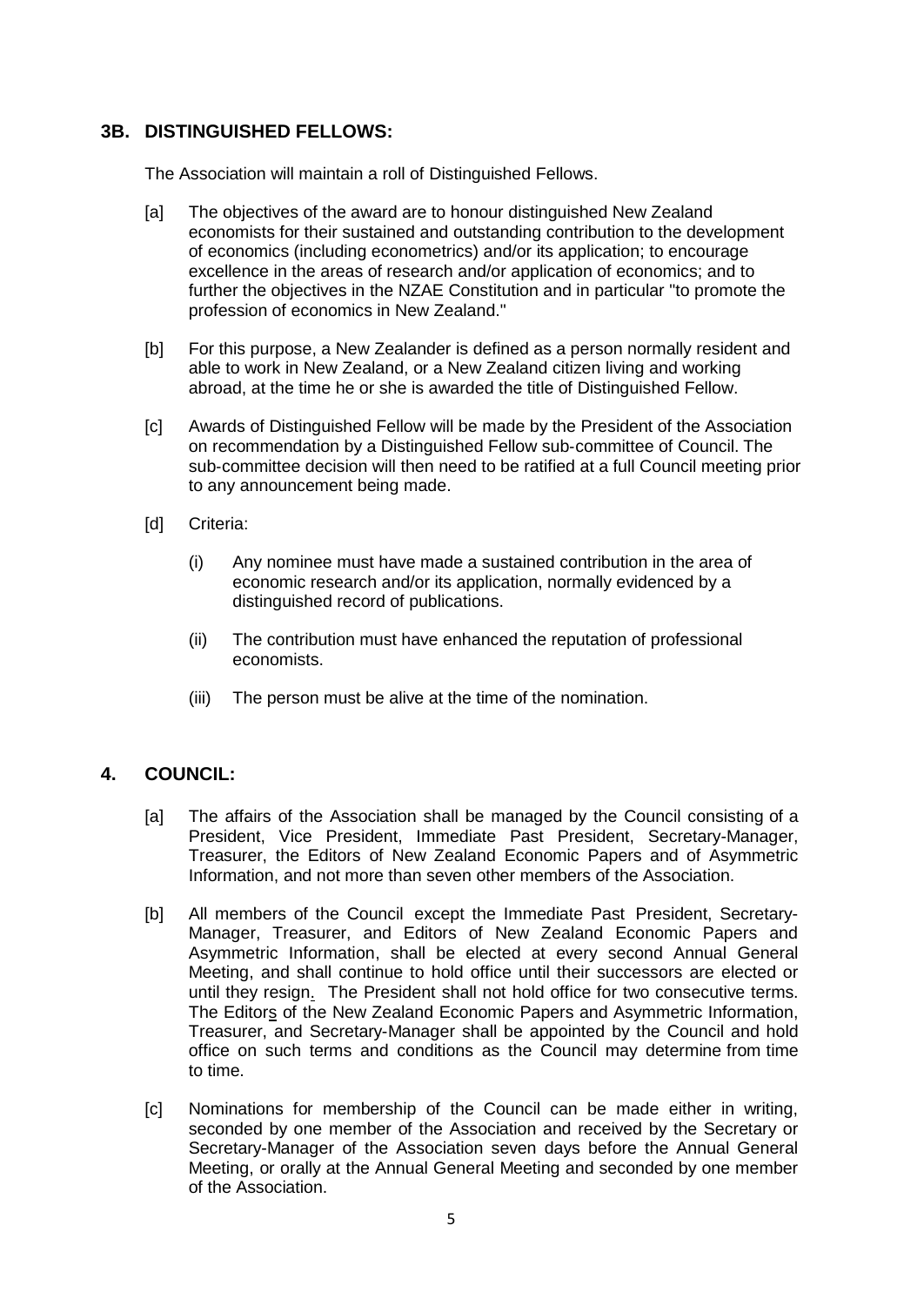## 3B. DISTINGUISHED FELLOWS:

The Association will maintain a roll of Distinguished Fellows.

[a] The objectives of the award are to honour distinguished New Zealand economists for their sustained and outstanding contribution to the development of economics (including econometrics) and/or its application; to encourage excellence in the areas of research and/or application of economics; and to further the objectives in the NZAE Constitution and in particular "to promote the profession of economics in New Zealand."

[b] For this purpose, a New Zealander is defined as a person normally resident and able to work in New Zealand, or a New Zealand citizen living and working abroad, at the time he or she is awarded the title of Distinguished Fellow.

[c] Awards of Distinguished Fellow will be made by the President of the Association on recommendation by a Distinguished Fellow sub-committee of Council. The sub-committee decision will then need to be ratified at a full Council meeting prior to any announcement being made.

[d] Criteria:

(i) Any nominee must have made a sustained contribution in the area of economic research and/or its application, normally evidenced by a distinguished record of publications.

(ii) The contribution must have enhanced the reputation of professional economists.

(iii) The person must be alive at the time of the nomination.

## 4. COUNCIL:

[a] The affairs of the Association shall be managed by the Council consisting of a President, Vice President, Immediate Past President, Secretary-Manager, Treasurer, the Editors of New Zealand Economic Papers and of Asymmetric Information, and not more than seven other members of the Association.

[b] All members of the Council except the Immediate Past President, Secretary-Manager, Treasurer, and Editors of New Zealand Economic Papers and Asymmetric Information, shall be elected at every second Annual General Meeting, and shall continue to hold office until their successors are elected or until they resign. The President shall not hold office for two consecutive terms. The Editors of the New Zealand Economic Papers and Asymmetric Information, Treasurer, and Secretary-Manager shall be appointed by the Council and hold office on such terms and conditions as the Council may determine from time to time.

[c] Nominations for membership of the Council can be made either in writing, seconded by one member of the Association and received by the Secretary or Secretary-Manager of the Association seven days before the Annual General Meeting, or orally at the Annual General Meeting and seconded by one member of the Association.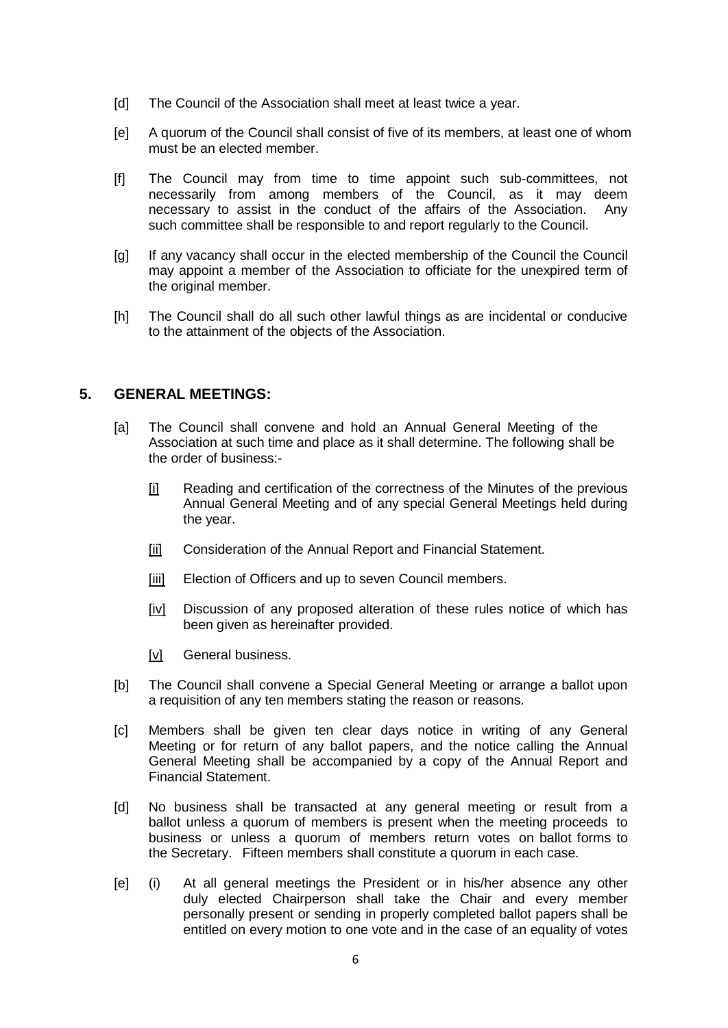[d] The Council of the Association shall meet at least twice a year.

[e] A quorum of the Council shall consist of five of its members, at least one of whom must be an elected member.

[f] The Council may from time to time appoint such sub-committees, not necessarily from among members of the Council, as it may deem necessary to assist in the conduct of the affairs of the Association. Any such committee shall be responsible to and report regularly to the Council.

[g] If any vacancy shall occur in the elected membership of the Council the Council may appoint a member of the Association to officiate for the unexpired term of the original member.

[h] The Council shall do all such other lawful things as are incidental or conducive to the attainment of the objects of the Association.

## 5. GENERAL MEETINGS:

[a] The Council shall convene and hold an Annual General Meeting of the Association at such time and place as it shall determine. The following shall be the order of business:-

[i] Reading and certification of the correctness of the Minutes of the previous Annual General Meeting and of any special General Meetings held during the year.

[ii] Consideration of the Annual Report and Financial Statement.

[iii] Election of Officers and up to seven Council members.

[iv] Discussion of any proposed alteration of these rules notice of which has been given as hereinafter provided.

[v] General business.

[b] The Council shall convene a Special General Meeting or arrange a ballot upon a requisition of any ten members stating the reason or reasons.

[c] Members shall be given ten clear days notice in writing of any General Meeting or for return of any ballot papers, and the notice calling the Annual General Meeting shall be accompanied by a copy of the Annual Report and Financial Statement.

[d] No business shall be transacted at any general meeting or result from a ballot unless a quorum of members is present when the meeting proceeds to business or unless a quorum of members return votes on ballot forms to the Secretary. Fifteen members shall constitute a quorum in each case.

[e] (i) At all general meetings the President or in his/her absence any other duly elected Chairperson shall take the Chair and every member personally present or sending in properly completed ballot papers shall be entitled on every motion to one vote and in the case of an equality of votes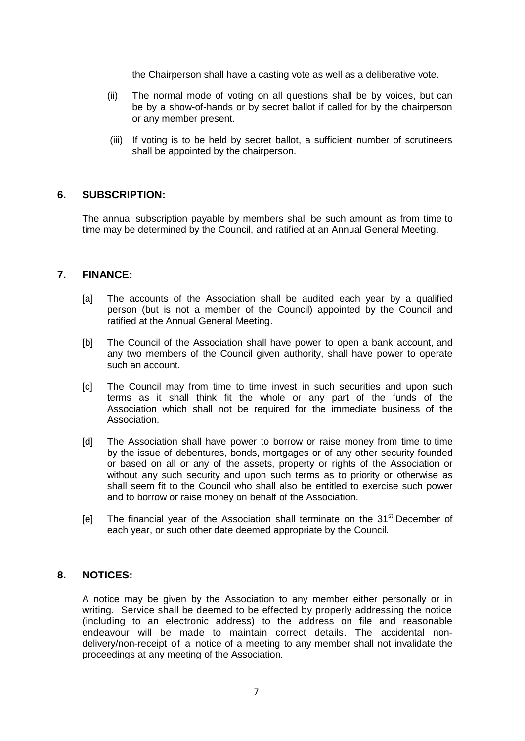the Chairperson shall have a casting vote as well as a deliberative vote.

(ii) The normal mode of voting on all questions shall be by voices, but can be by a show-of-hands or by secret ballot if called for by the chairperson or any member present.

(iii) If voting is to be held by secret ballot, a sufficient number of scrutineers shall be appointed by the chairperson.

## 6. SUBSCRIPTION:

The annual subscription payable by members shall be such amount as from time to time may be determined by the Council, and ratified at an Annual General Meeting.

## 7. FINANCE:

[a] The accounts of the Association shall be audited each year by a qualified person (but is not a member of the Council) appointed by the Council and ratified at the Annual General Meeting.

[b] The Council of the Association shall have power to open a bank account, and any two members of the Council given authority, shall have power to operate such an account.

[c] The Council may from time to time invest in such securities and upon such terms as it shall think fit the whole or any part of the funds of the Association which shall not be required for the immediate business of the Association.

[d] The Association shall have power to borrow or raise money from time to time by the issue of debentures, bonds, mortgages or of any other security founded or based on all or any of the assets, property or rights of the Association or without any such security and upon such terms as to priority or otherwise as shall seem fit to the Council who shall also be entitled to exercise such power and to borrow or raise money on behalf of the Association.

[e] The financial year of the Association shall terminate on the 31st December of each year, or such other date deemed appropriate by the Council.

## 8. NOTICES:

A notice may be given by the Association to any member either personally or in writing. Service shall be deemed to be effected by properly addressing the notice (including to an electronic address) to the address on file and reasonable endeavour will be made to maintain correct details. The accidental non-delivery/non-receipt of a notice of a meeting to any member shall not invalidate the proceedings at any meeting of the Association.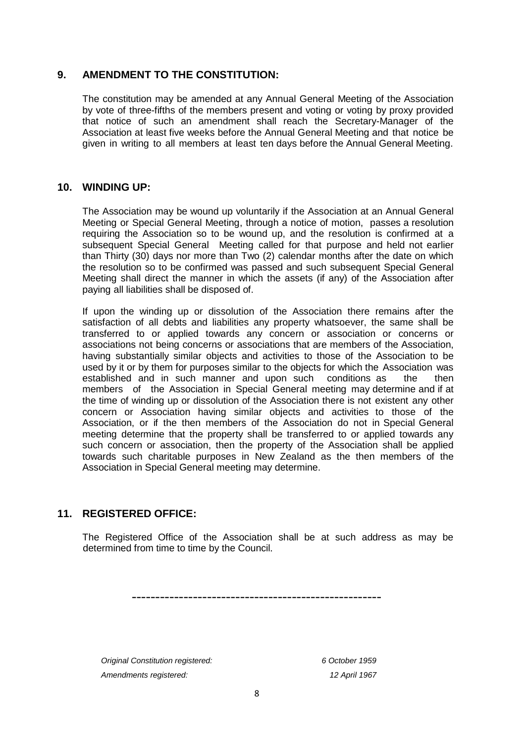## 9. AMENDMENT TO THE CONSTITUTION:

The constitution may be amended at any Annual General Meeting of the Association by vote of three-fifths of the members present and voting or voting by proxy provided that notice of such an amendment shall reach the Secretary-Manager of the Association at least five weeks before the Annual General Meeting and that notice be given in writing to all members at least ten days before the Annual General Meeting.

## 10. WINDING UP:

The Association may be wound up voluntarily if the Association at an Annual General Meeting or Special General Meeting, through a notice of motion, passes a resolution requiring the Association so to be wound up, and the resolution is confirmed at a subsequent Special General Meeting called for that purpose and held not earlier than Thirty (30) days nor more than Two (2) calendar months after the date on which the resolution so to be confirmed was passed and such subsequent Special General Meeting shall direct the manner in which the assets (if any) of the Association after paying all liabilities shall be disposed of.

If upon the winding up or dissolution of the Association there remains after the satisfaction of all debts and liabilities any property whatsoever, the same shall be transferred to or applied towards any concern or association or concerns or associations not being concerns or associations that are members of the Association, having substantially similar objects and activities to those of the Association to be used by it or by them for purposes similar to the objects for which the Association was established and in such manner and upon such conditions as the then members of the Association in Special General meeting may determine and if at the time of winding up or dissolution of the Association there is not existent any other concern or Association having similar objects and activities to those of the Association, or if the then members of the Association do not in Special General meeting determine that the property shall be transferred to or applied towards any such concern or association, then the property of the Association shall be applied towards such charitable purposes in New Zealand as the then members of the Association in Special General meeting may determine.

## 11. REGISTERED OFFICE:

The Registered Office of the Association shall be at such address as may be determined from time to time by the Council.

---

*Original Constitution registered:* *6 October 1959*

*Amendments registered:* *12 April 1967*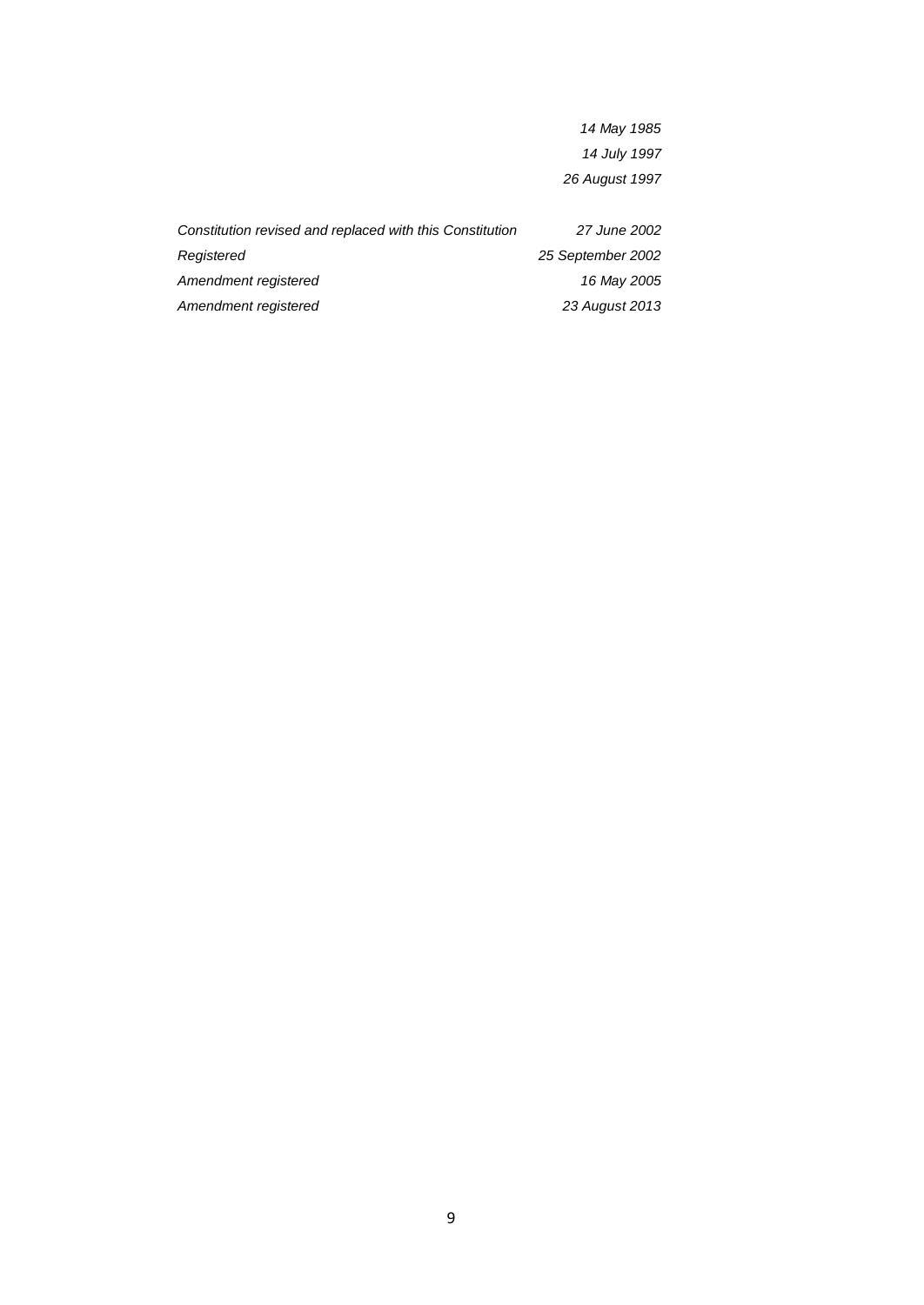| | |
|---|---|
| | *14 May 1985* |
| | *14 July 1997* |
| | *26 August 1997* |
| *Constitution revised and replaced with this Constitution* | *27 June 2002* |
| *Registered* | *25 September 2002* |
| *Amendment registered* | *16 May 2005* |
| *Amendment registered* | *23 August 2013* |